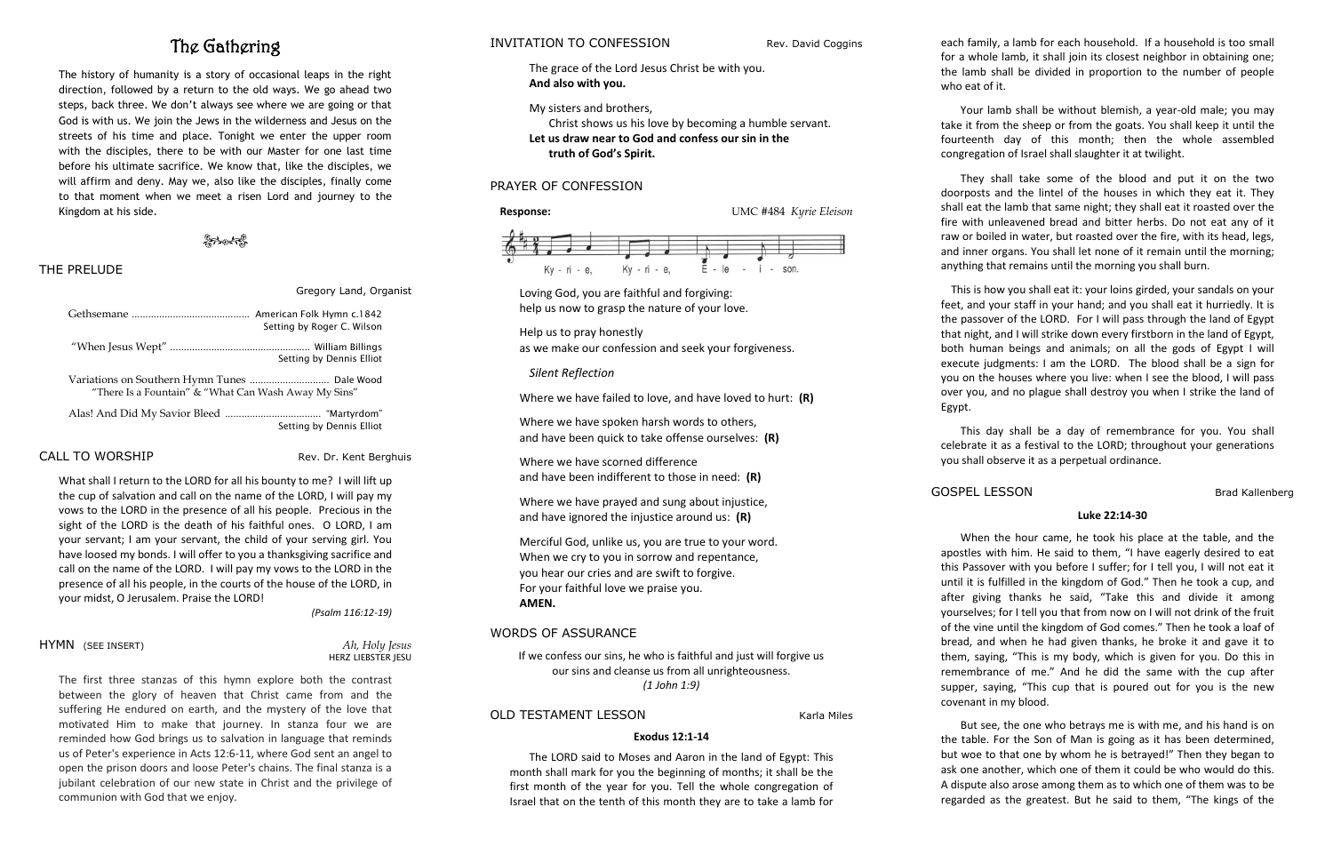# The Gathering

The history of humanity is a story of occasional leaps in the right direction, followed by a return to the old ways. We go ahead two steps, back three. We don't always see where we are going or that God is with us. We join the Jews in the wilderness and Jesus on the streets of his time and place. Tonight we enter the upper room with the disciples, there to be with our Master for one last time before his ultimate sacrifice. We know that, like the disciples, we will affirm and deny. May we, also like the disciples, finally come to that moment when we meet a risen Lord and journey to the Kingdom at his side.

## THE PRELUDE

Gregory Land, Organist

Gethsemane ........................................ American Folk Hymn c.1842
Setting by Roger C. Wilson

"When Jesus Wept" ........................................ William Billings
Setting by Dennis Elliot

Variations on Southern Hymn Tunes ............................ Dale Wood
"There Is a Fountain" & "What Can Wash Away My Sins"

Alas! And Did My Savior Bleed .................................. "Martyrdom"
Setting by Dennis Elliot

## CALL TO WORSHIP

Rev. Dr. Kent Berghuis

What shall I return to the LORD for all his bounty to me? I will lift up the cup of salvation and call on the name of the LORD, I will pay my vows to the LORD in the presence of all his people. Precious in the sight of the LORD is the death of his faithful ones. O LORD, I am your servant; I am your servant, the child of your serving girl. You have loosed my bonds. I will offer to you a thanksgiving sacrifice and call on the name of the LORD. I will pay my vows to the LORD in the presence of all his people, in the courts of the house of the LORD, in your midst, O Jerusalem. Praise the LORD!

*(Psalm 116:12-19)*

## HYMN (SEE INSERT)

*Ah, Holy Jesus*
HERZ LIEBSTER JESU

The first three stanzas of this hymn explore both the contrast between the glory of heaven that Christ came from and the suffering He endured on earth, and the mystery of the love that motivated Him to make that journey. In stanza four we are reminded how God brings us to salvation in language that reminds us of Peter's experience in Acts 12:6-11, where God sent an angel to open the prison doors and loose Peter's chains. The final stanza is a jubilant celebration of our new state in Christ and the privilege of communion with God that we enjoy.

## INVITATION TO CONFESSION

Rev. David Coggins

The grace of the Lord Jesus Christ be with you.
**And also with you.**

My sisters and brothers,
Christ shows us his love by becoming a humble servant.
**Let us draw near to God and confess our sin in the truth of God's Spirit.**

## PRAYER OF CONFESSION

**Response:** UMC #484 *Kyrie Eleison*

Ky - ri - e, Ky - ri - e, E - le - i - son.

Loving God, you are faithful and forgiving:
help us now to grasp the nature of your love.

Help us to pray honestly
as we make our confession and seek your forgiveness.

*Silent Reflection*

Where we have failed to love, and have loved to hurt: **(R)**

Where we have spoken harsh words to others,
and have been quick to take offense ourselves: **(R)**

Where we have scorned difference
and have been indifferent to those in need: **(R)**

Where we have prayed and sung about injustice,
and have ignored the injustice around us: **(R)**

Merciful God, unlike us, you are true to your word.
When we cry to you in sorrow and repentance,
you hear our cries and are swift to forgive.
For your faithful love we praise you.
**AMEN.**

## WORDS OF ASSURANCE

If we confess our sins, he who is faithful and just will forgive us our sins and cleanse us from all unrighteousness.
*(1 John 1:9)*

## OLD TESTAMENT LESSON

Karla Miles

**Exodus 12:1-14**

The LORD said to Moses and Aaron in the land of Egypt: This month shall mark for you the beginning of months; it shall be the first month of the year for you. Tell the whole congregation of Israel that on the tenth of this month they are to take a lamb for each family, a lamb for each household. If a household is too small for a whole lamb, it shall join its closest neighbor in obtaining one; the lamb shall be divided in proportion to the number of people who eat of it.

Your lamb shall be without blemish, a year-old male; you may take it from the sheep or from the goats. You shall keep it until the fourteenth day of this month; then the whole assembled congregation of Israel shall slaughter it at twilight.

They shall take some of the blood and put it on the two doorposts and the lintel of the houses in which they eat it. They shall eat the lamb that same night; they shall eat it roasted over the fire with unleavened bread and bitter herbs. Do not eat any of it raw or boiled in water, but roasted over the fire, with its head, legs, and inner organs. You shall let none of it remain until the morning; anything that remains until the morning you shall burn.

This is how you shall eat it: your loins girded, your sandals on your feet, and your staff in your hand; and you shall eat it hurriedly. It is the passover of the LORD. For I will pass through the land of Egypt that night, and I will strike down every firstborn in the land of Egypt, both human beings and animals; on all the gods of Egypt I will execute judgments: I am the LORD. The blood shall be a sign for you on the houses where you live: when I see the blood, I will pass over you, and no plague shall destroy you when I strike the land of Egypt.

This day shall be a day of remembrance for you. You shall celebrate it as a festival to the LORD; throughout your generations you shall observe it as a perpetual ordinance.

## GOSPEL LESSON

Brad Kallenberg

**Luke 22:14-30**

When the hour came, he took his place at the table, and the apostles with him. He said to them, "I have eagerly desired to eat this Passover with you before I suffer; for I tell you, I will not eat it until it is fulfilled in the kingdom of God." Then he took a cup, and after giving thanks he said, "Take this and divide it among yourselves; for I tell you that from now on I will not drink of the fruit of the vine until the kingdom of God comes." Then he took a loaf of bread, and when he had given thanks, he broke it and gave it to them, saying, "This is my body, which is given for you. Do this in remembrance of me." And he did the same with the cup after supper, saying, "This cup that is poured out for you is the new covenant in my blood.

But see, the one who betrays me is with me, and his hand is on the table. For the Son of Man is going as it has been determined, but woe to that one by whom he is betrayed!" Then they began to ask one another, which one of them it could be who would do this. A dispute also arose among them as to which one of them was to be regarded as the greatest. But he said to them, "The kings of the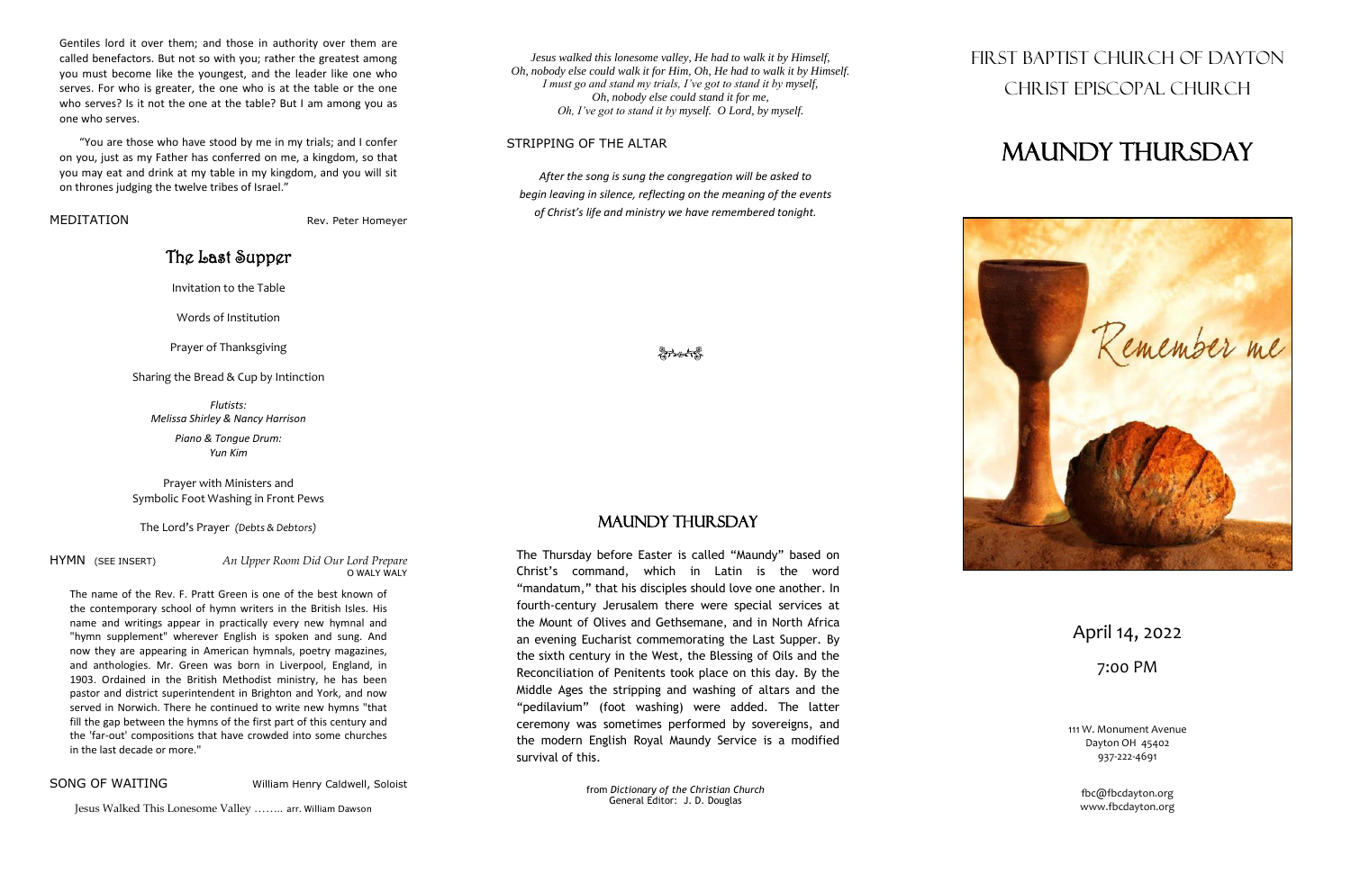Gentiles lord it over them; and those in authority over them are called benefactors. But not so with you; rather the greatest among you must become like the youngest, and the leader like one who serves. For who is greater, the one who is at the table or the one who serves? Is it not the one at the table? But I am among you as one who serves.

"You are those who have stood by me in my trials; and I confer on you, just as my Father has conferred on me, a kingdom, so that you may eat and drink at my table in my kingdom, and you will sit on thrones judging the twelve tribes of Israel."

MEDITATION — Rev. Peter Homeyer

## The Last Supper

Invitation to the Table

Words of Institution

Prayer of Thanksgiving

Sharing the Bread & Cup by Intinction

*Flutists:*
*Melissa Shirley & Nancy Harrison*

*Piano & Tongue Drum:*
*Yun Kim*

Prayer with Ministers and
Symbolic Foot Washing in Front Pews

The Lord's Prayer *(Debts & Debtors)*

HYMN (SEE INSERT) — *An Upper Room Did Our Lord Prepare*
O WALY WALY

The name of the Rev. F. Pratt Green is one of the best known of the contemporary school of hymn writers in the British Isles. His name and writings appear in practically every new hymnal and "hymn supplement" wherever English is spoken and sung. And now they are appearing in American hymnals, poetry magazines, and anthologies. Mr. Green was born in Liverpool, England, in 1903. Ordained in the British Methodist ministry, he has been pastor and district superintendent in Brighton and York, and now served in Norwich. There he continued to write new hymns "that fill the gap between the hymns of the first part of this century and the 'far-out' compositions that have crowded into some churches in the last decade or more."

SONG OF WAITING — William Henry Caldwell, Soloist

Jesus Walked This Lonesome Valley …….. arr. William Dawson

*Jesus walked this lonesome valley, He had to walk it by Himself,*
*Oh, nobody else could walk it for Him, Oh, He had to walk it by Himself.*
*I must go and stand my trials, I've got to stand it by myself,*
*Oh, nobody else could stand it for me,*
*Oh, I've got to stand it by myself. O Lord, by myself.*

STRIPPING OF THE ALTAR

*After the song is sung the congregation will be asked to begin leaving in silence, reflecting on the meaning of the events of Christ's life and ministry we have remembered tonight.*

## Maundy Thursday

The Thursday before Easter is called "Maundy" based on Christ's command, which in Latin is the word "mandatum," that his disciples should love one another. In fourth-century Jerusalem there were special services at the Mount of Olives and Gethsemane, and in North Africa an evening Eucharist commemorating the Last Supper. By the sixth century in the West, the Blessing of Oils and the Reconciliation of Penitents took place on this day. By the Middle Ages the stripping and washing of altars and the "pedilavium" (foot washing) were added. The latter ceremony was sometimes performed by sovereigns, and the modern English Royal Maundy Service is a modified survival of this.

from *Dictionary of the Christian Church*
General Editor: J. D. Douglas

# First Baptist Church of Dayton
# Christ Episcopal Church

# Maundy Thursday

Remember me

April 14, 2022

7:00 PM

111 W. Monument Avenue
Dayton OH 45402
937-222-4691

fbc@fbcdayton.org
www.fbcdayton.org